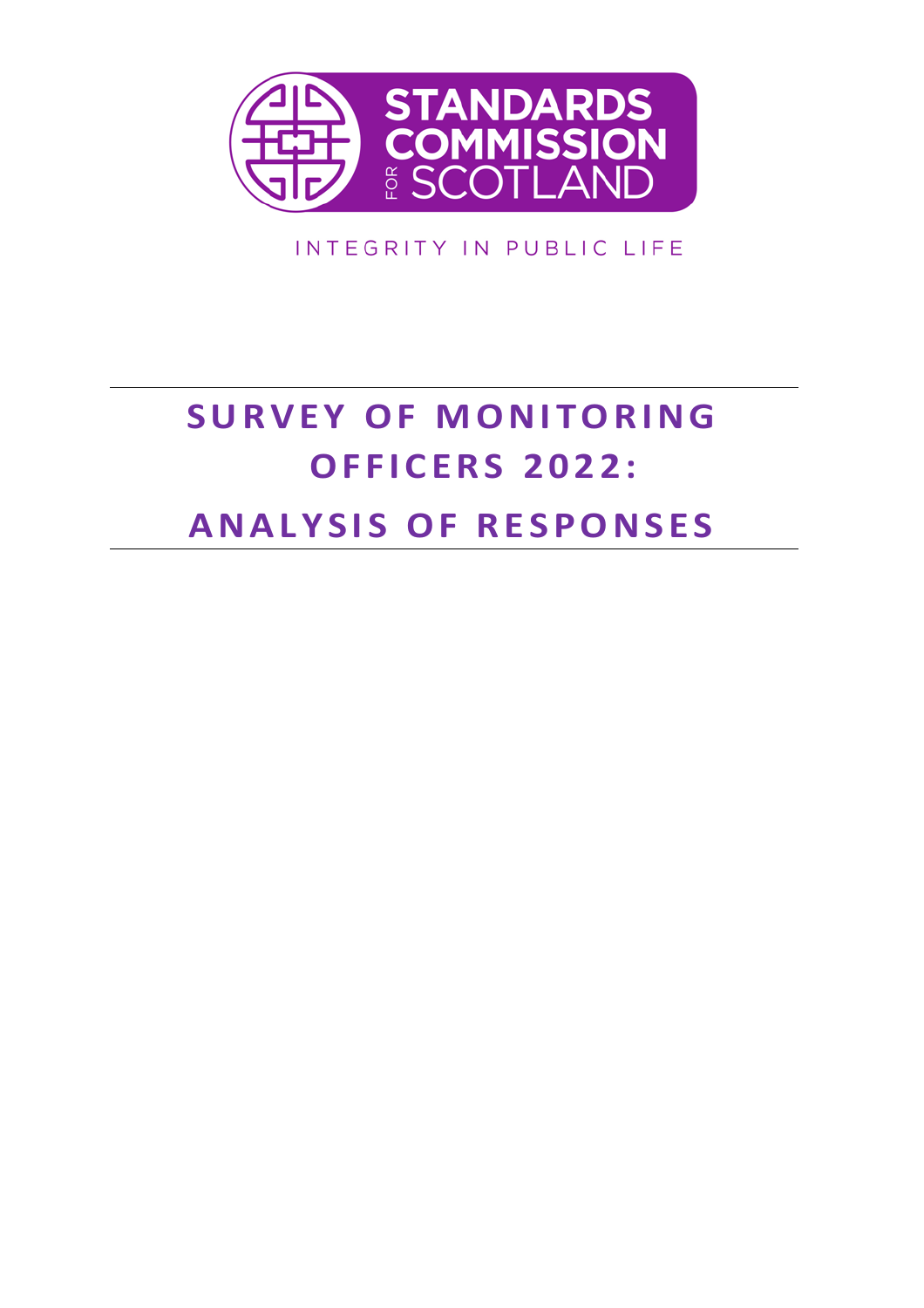STANDARDS COMMISSION FOR SCOTLAND

INTEGRITY IN PUBLIC LIFE

# SURVEY OF MONITORING OFFICERS 2022: ANALYSIS OF RESPONSES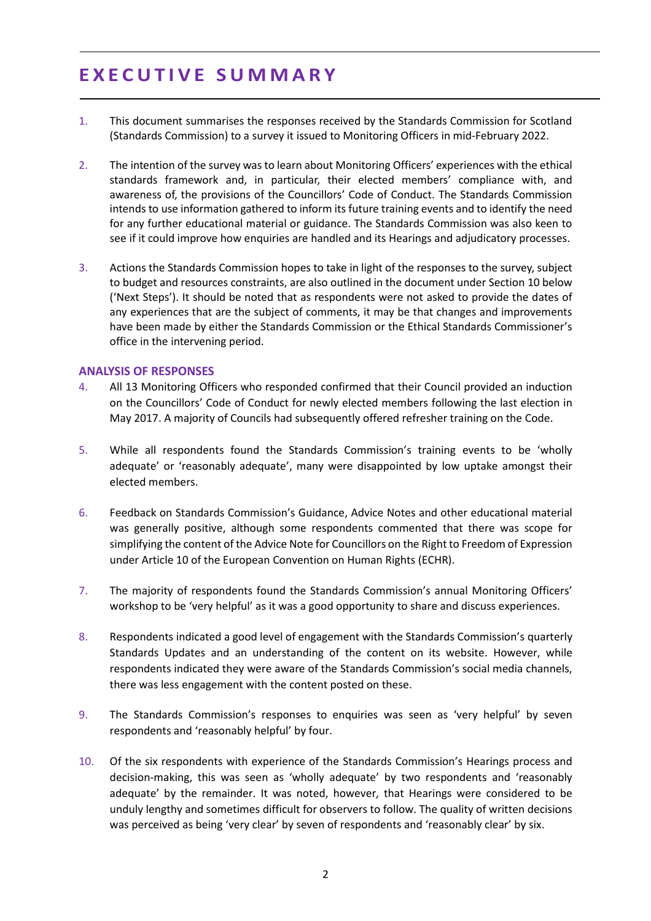# EXECUTIVE SUMMARY

1. This document summarises the responses received by the Standards Commission for Scotland (Standards Commission) to a survey it issued to Monitoring Officers in mid-February 2022.

2. The intention of the survey was to learn about Monitoring Officers' experiences with the ethical standards framework and, in particular, their elected members' compliance with, and awareness of, the provisions of the Councillors' Code of Conduct. The Standards Commission intends to use information gathered to inform its future training events and to identify the need for any further educational material or guidance. The Standards Commission was also keen to see if it could improve how enquiries are handled and its Hearings and adjudicatory processes.

3. Actions the Standards Commission hopes to take in light of the responses to the survey, subject to budget and resources constraints, are also outlined in the document under Section 10 below ('Next Steps'). It should be noted that as respondents were not asked to provide the dates of any experiences that are the subject of comments, it may be that changes and improvements have been made by either the Standards Commission or the Ethical Standards Commissioner's office in the intervening period.

### ANALYSIS OF RESPONSES

4. All 13 Monitoring Officers who responded confirmed that their Council provided an induction on the Councillors' Code of Conduct for newly elected members following the last election in May 2017. A majority of Councils had subsequently offered refresher training on the Code.

5. While all respondents found the Standards Commission's training events to be 'wholly adequate' or 'reasonably adequate', many were disappointed by low uptake amongst their elected members.

6. Feedback on Standards Commission's Guidance, Advice Notes and other educational material was generally positive, although some respondents commented that there was scope for simplifying the content of the Advice Note for Councillors on the Right to Freedom of Expression under Article 10 of the European Convention on Human Rights (ECHR).

7. The majority of respondents found the Standards Commission's annual Monitoring Officers' workshop to be 'very helpful' as it was a good opportunity to share and discuss experiences.

8. Respondents indicated a good level of engagement with the Standards Commission's quarterly Standards Updates and an understanding of the content on its website. However, while respondents indicated they were aware of the Standards Commission's social media channels, there was less engagement with the content posted on these.

9. The Standards Commission's responses to enquiries was seen as 'very helpful' by seven respondents and 'reasonably helpful' by four.

10. Of the six respondents with experience of the Standards Commission's Hearings process and decision-making, this was seen as 'wholly adequate' by two respondents and 'reasonably adequate' by the remainder. It was noted, however, that Hearings were considered to be unduly lengthy and sometimes difficult for observers to follow. The quality of written decisions was perceived as being 'very clear' by seven of respondents and 'reasonably clear' by six.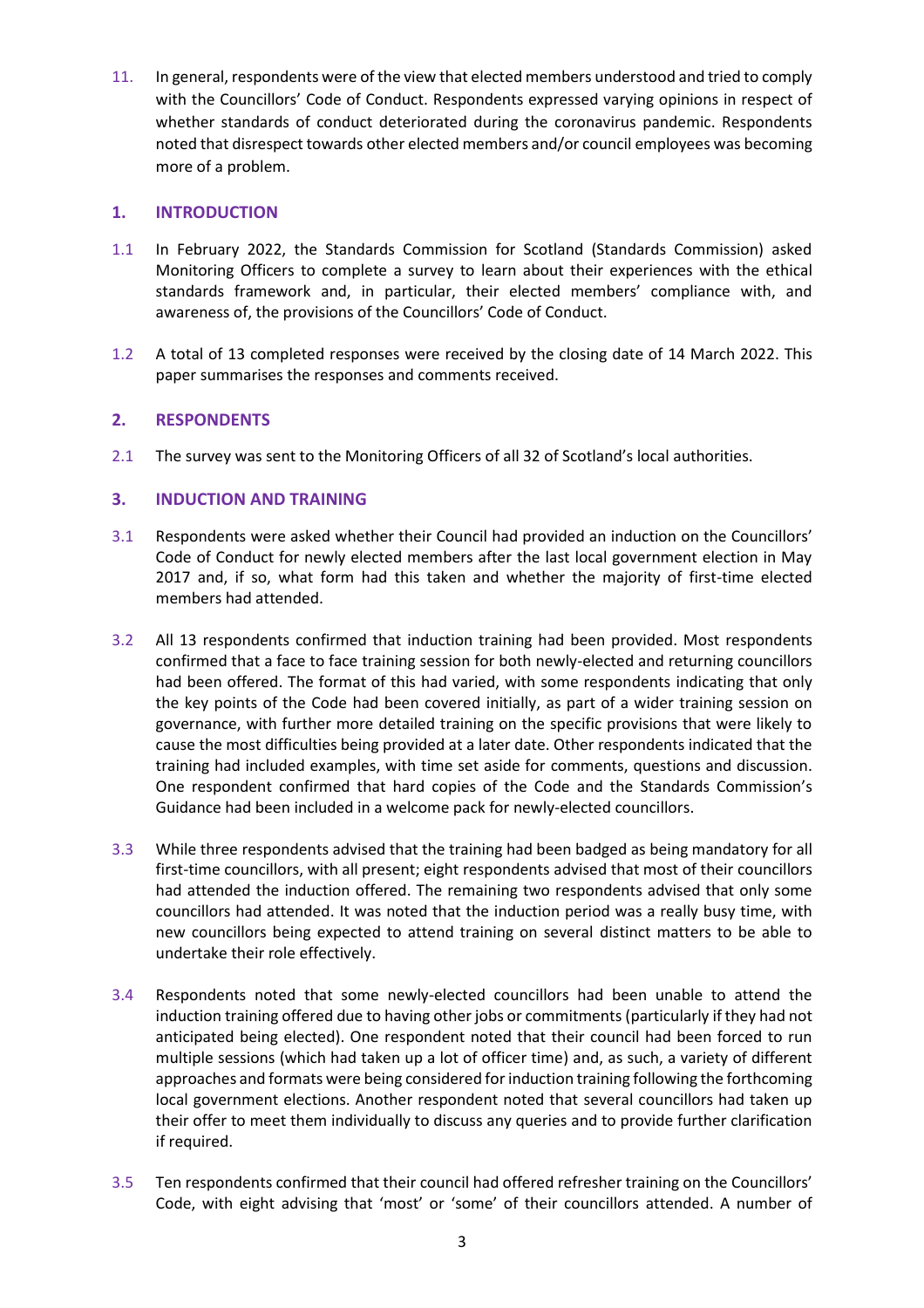11. In general, respondents were of the view that elected members understood and tried to comply with the Councillors' Code of Conduct. Respondents expressed varying opinions in respect of whether standards of conduct deteriorated during the coronavirus pandemic. Respondents noted that disrespect towards other elected members and/or council employees was becoming more of a problem.

## 1. INTRODUCTION

1.1 In February 2022, the Standards Commission for Scotland (Standards Commission) asked Monitoring Officers to complete a survey to learn about their experiences with the ethical standards framework and, in particular, their elected members' compliance with, and awareness of, the provisions of the Councillors' Code of Conduct.

1.2 A total of 13 completed responses were received by the closing date of 14 March 2022. This paper summarises the responses and comments received.

## 2. RESPONDENTS

2.1 The survey was sent to the Monitoring Officers of all 32 of Scotland's local authorities.

## 3. INDUCTION AND TRAINING

3.1 Respondents were asked whether their Council had provided an induction on the Councillors' Code of Conduct for newly elected members after the last local government election in May 2017 and, if so, what form had this taken and whether the majority of first-time elected members had attended.

3.2 All 13 respondents confirmed that induction training had been provided. Most respondents confirmed that a face to face training session for both newly-elected and returning councillors had been offered. The format of this had varied, with some respondents indicating that only the key points of the Code had been covered initially, as part of a wider training session on governance, with further more detailed training on the specific provisions that were likely to cause the most difficulties being provided at a later date. Other respondents indicated that the training had included examples, with time set aside for comments, questions and discussion. One respondent confirmed that hard copies of the Code and the Standards Commission's Guidance had been included in a welcome pack for newly-elected councillors.

3.3 While three respondents advised that the training had been badged as being mandatory for all first-time councillors, with all present; eight respondents advised that most of their councillors had attended the induction offered. The remaining two respondents advised that only some councillors had attended. It was noted that the induction period was a really busy time, with new councillors being expected to attend training on several distinct matters to be able to undertake their role effectively.

3.4 Respondents noted that some newly-elected councillors had been unable to attend the induction training offered due to having other jobs or commitments (particularly if they had not anticipated being elected). One respondent noted that their council had been forced to run multiple sessions (which had taken up a lot of officer time) and, as such, a variety of different approaches and formats were being considered for induction training following the forthcoming local government elections. Another respondent noted that several councillors had taken up their offer to meet them individually to discuss any queries and to provide further clarification if required.

3.5 Ten respondents confirmed that their council had offered refresher training on the Councillors' Code, with eight advising that 'most' or 'some' of their councillors attended. A number of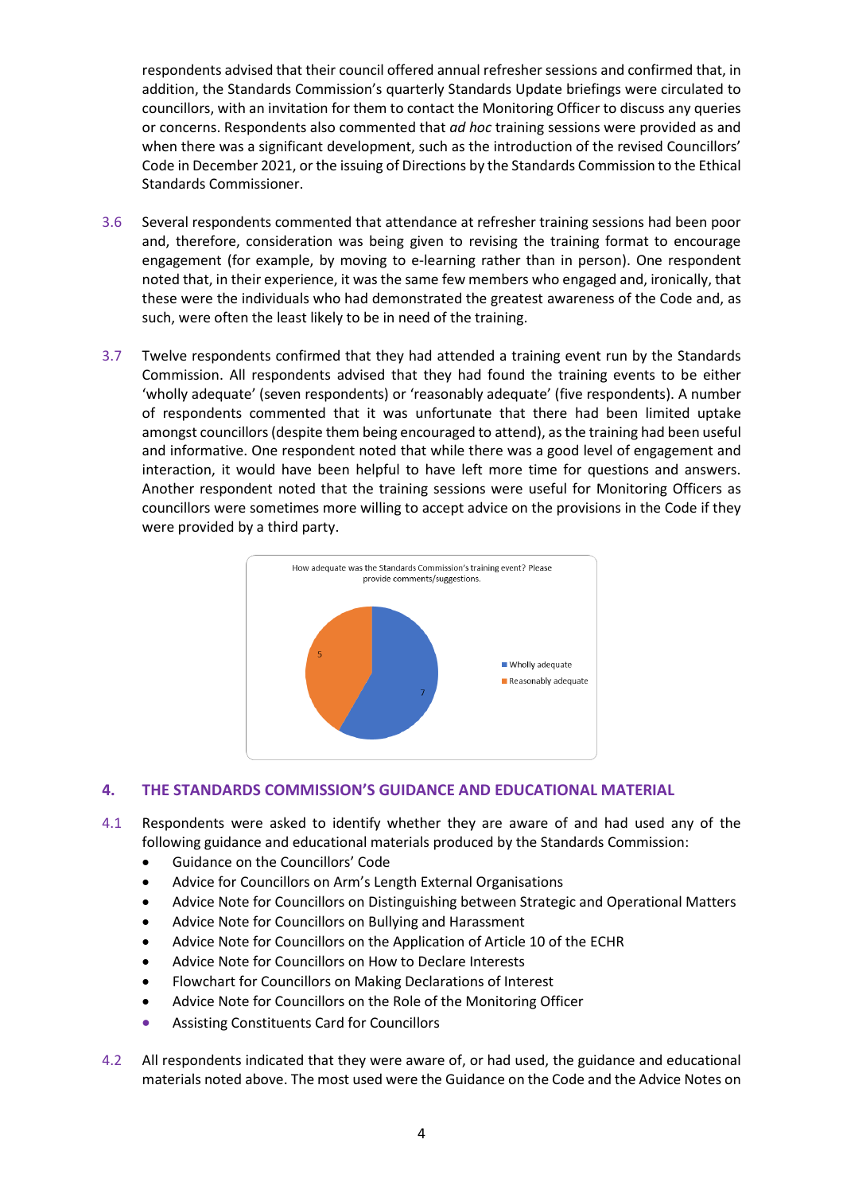respondents advised that their council offered annual refresher sessions and confirmed that, in addition, the Standards Commission's quarterly Standards Update briefings were circulated to councillors, with an invitation for them to contact the Monitoring Officer to discuss any queries or concerns. Respondents also commented that *ad hoc* training sessions were provided as and when there was a significant development, such as the introduction of the revised Councillors' Code in December 2021, or the issuing of Directions by the Standards Commission to the Ethical Standards Commissioner.

3.6 Several respondents commented that attendance at refresher training sessions had been poor and, therefore, consideration was being given to revising the training format to encourage engagement (for example, by moving to e-learning rather than in person). One respondent noted that, in their experience, it was the same few members who engaged and, ironically, that these were the individuals who had demonstrated the greatest awareness of the Code and, as such, were often the least likely to be in need of the training.

3.7 Twelve respondents confirmed that they had attended a training event run by the Standards Commission. All respondents advised that they had found the training events to be either 'wholly adequate' (seven respondents) or 'reasonably adequate' (five respondents). A number of respondents commented that it was unfortunate that there had been limited uptake amongst councillors (despite them being encouraged to attend), as the training had been useful and informative. One respondent noted that while there was a good level of engagement and interaction, it would have been helpful to have left more time for questions and answers. Another respondent noted that the training sessions were useful for Monitoring Officers as councillors were sometimes more willing to accept advice on the provisions in the Code if they were provided by a third party.

How adequate was the Standards Commission's training event? Please provide comments/suggestions.

| Response | Number |
|---|---|
| Wholly adequate | 7 |
| Reasonably adequate | 5 |

## 4. THE STANDARDS COMMISSION'S GUIDANCE AND EDUCATIONAL MATERIAL

4.1 Respondents were asked to identify whether they are aware of and had used any of the following guidance and educational materials produced by the Standards Commission:

- Guidance on the Councillors' Code
- Advice for Councillors on Arm's Length External Organisations
- Advice Note for Councillors on Distinguishing between Strategic and Operational Matters
- Advice Note for Councillors on Bullying and Harassment
- Advice Note for Councillors on the Application of Article 10 of the ECHR
- Advice Note for Councillors on How to Declare Interests
- Flowchart for Councillors on Making Declarations of Interest
- Advice Note for Councillors on the Role of the Monitoring Officer
- Assisting Constituents Card for Councillors

4.2 All respondents indicated that they were aware of, or had used, the guidance and educational materials noted above. The most used were the Guidance on the Code and the Advice Notes on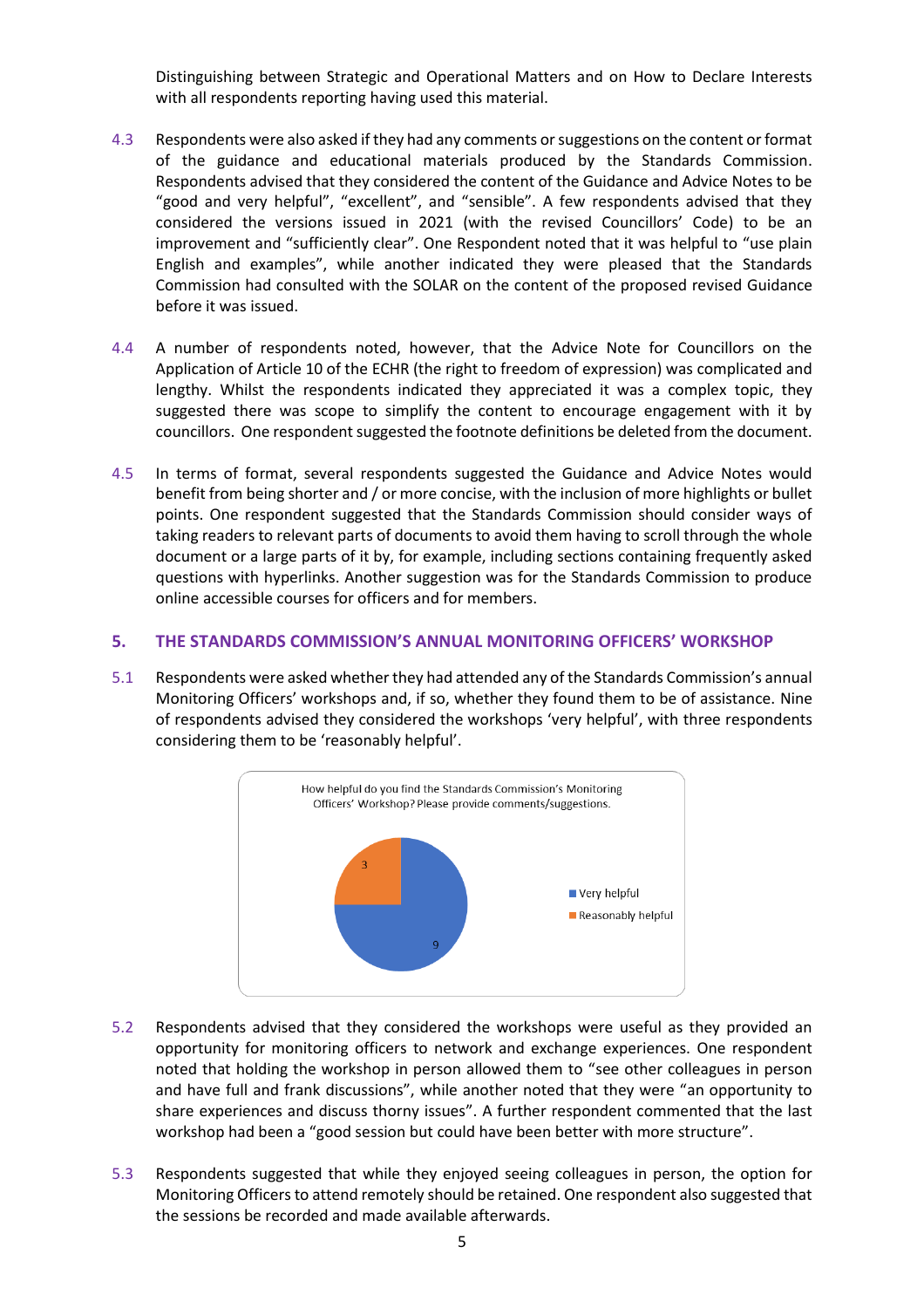Distinguishing between Strategic and Operational Matters and on How to Declare Interests with all respondents reporting having used this material.

4.3 Respondents were also asked if they had any comments or suggestions on the content or format of the guidance and educational materials produced by the Standards Commission. Respondents advised that they considered the content of the Guidance and Advice Notes to be "good and very helpful", "excellent", and "sensible". A few respondents advised that they considered the versions issued in 2021 (with the revised Councillors' Code) to be an improvement and "sufficiently clear". One Respondent noted that it was helpful to "use plain English and examples", while another indicated they were pleased that the Standards Commission had consulted with the SOLAR on the content of the proposed revised Guidance before it was issued.

4.4 A number of respondents noted, however, that the Advice Note for Councillors on the Application of Article 10 of the ECHR (the right to freedom of expression) was complicated and lengthy. Whilst the respondents indicated they appreciated it was a complex topic, they suggested there was scope to simplify the content to encourage engagement with it by councillors. One respondent suggested the footnote definitions be deleted from the document.

4.5 In terms of format, several respondents suggested the Guidance and Advice Notes would benefit from being shorter and / or more concise, with the inclusion of more highlights or bullet points. One respondent suggested that the Standards Commission should consider ways of taking readers to relevant parts of documents to avoid them having to scroll through the whole document or a large parts of it by, for example, including sections containing frequently asked questions with hyperlinks. Another suggestion was for the Standards Commission to produce online accessible courses for officers and for members.

## 5. THE STANDARDS COMMISSION'S ANNUAL MONITORING OFFICERS' WORKSHOP

5.1 Respondents were asked whether they had attended any of the Standards Commission's annual Monitoring Officers' workshops and, if so, whether they found them to be of assistance. Nine of respondents advised they considered the workshops 'very helpful', with three respondents considering them to be 'reasonably helpful'.

How helpful do you find the Standards Commission's Monitoring Officers' Workshop? Please provide comments/suggestions.

| Response | Count |
|---|---|
| Very helpful | 9 |
| Reasonably helpful | 3 |

5.2 Respondents advised that they considered the workshops were useful as they provided an opportunity for monitoring officers to network and exchange experiences. One respondent noted that holding the workshop in person allowed them to "see other colleagues in person and have full and frank discussions", while another noted that they were "an opportunity to share experiences and discuss thorny issues". A further respondent commented that the last workshop had been a "good session but could have been better with more structure".

5.3 Respondents suggested that while they enjoyed seeing colleagues in person, the option for Monitoring Officers to attend remotely should be retained. One respondent also suggested that the sessions be recorded and made available afterwards.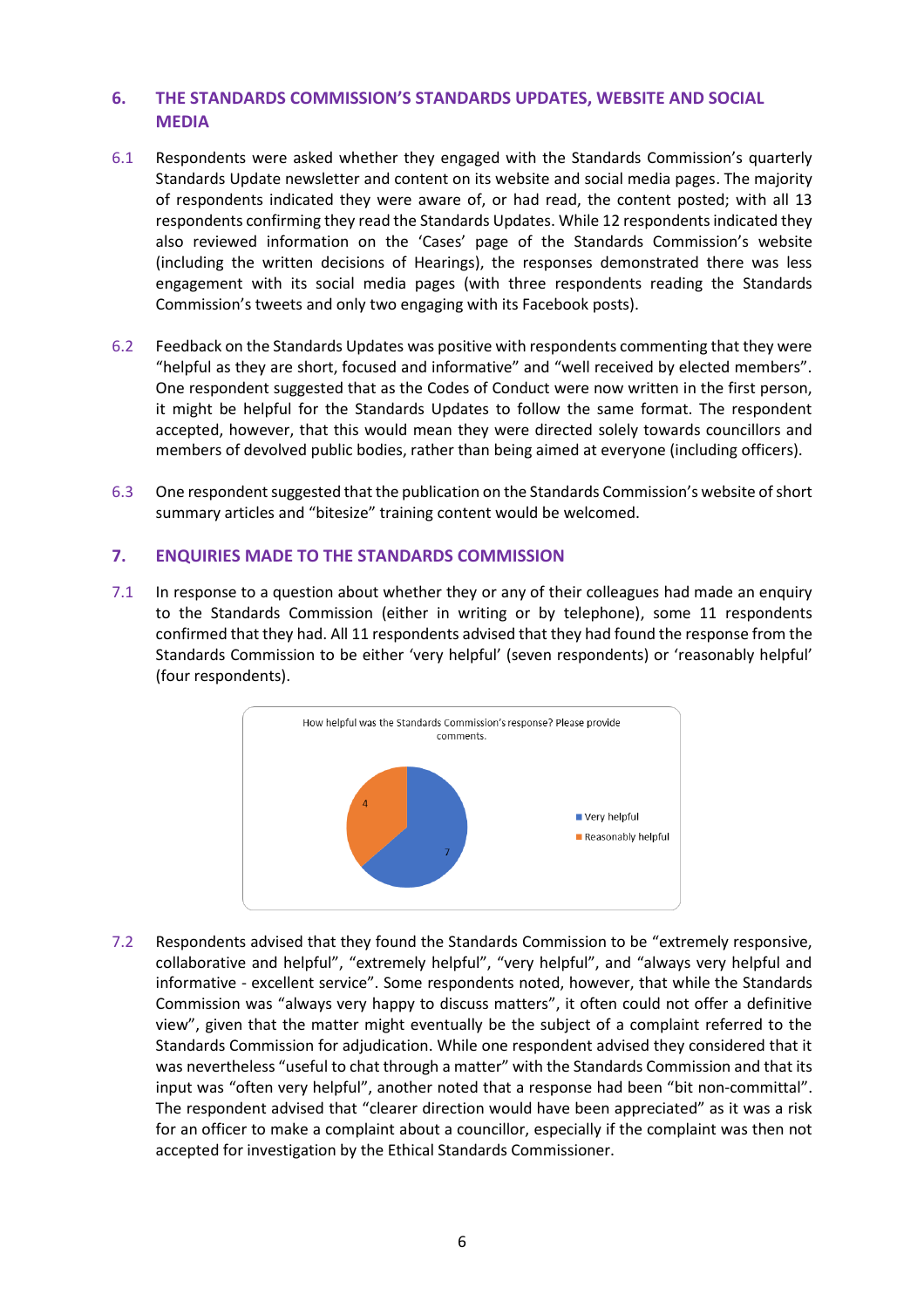## 6. THE STANDARDS COMMISSION'S STANDARDS UPDATES, WEBSITE AND SOCIAL MEDIA

6.1 Respondents were asked whether they engaged with the Standards Commission's quarterly Standards Update newsletter and content on its website and social media pages. The majority of respondents indicated they were aware of, or had read, the content posted; with all 13 respondents confirming they read the Standards Updates. While 12 respondents indicated they also reviewed information on the 'Cases' page of the Standards Commission's website (including the written decisions of Hearings), the responses demonstrated there was less engagement with its social media pages (with three respondents reading the Standards Commission's tweets and only two engaging with its Facebook posts).

6.2 Feedback on the Standards Updates was positive with respondents commenting that they were "helpful as they are short, focused and informative" and "well received by elected members". One respondent suggested that as the Codes of Conduct were now written in the first person, it might be helpful for the Standards Updates to follow the same format. The respondent accepted, however, that this would mean they were directed solely towards councillors and members of devolved public bodies, rather than being aimed at everyone (including officers).

6.3 One respondent suggested that the publication on the Standards Commission's website of short summary articles and "bitesize" training content would be welcomed.

## 7. ENQUIRIES MADE TO THE STANDARDS COMMISSION

7.1 In response to a question about whether they or any of their colleagues had made an enquiry to the Standards Commission (either in writing or by telephone), some 11 respondents confirmed that they had. All 11 respondents advised that they had found the response from the Standards Commission to be either 'very helpful' (seven respondents) or 'reasonably helpful' (four respondents).

How helpful was the Standards Commission's response? Please provide comments.

| Response | Count |
|---|---|
| Very helpful | 7 |
| Reasonably helpful | 4 |

7.2 Respondents advised that they found the Standards Commission to be "extremely responsive, collaborative and helpful", "extremely helpful", "very helpful", and "always very helpful and informative - excellent service". Some respondents noted, however, that while the Standards Commission was "always very happy to discuss matters", it often could not offer a definitive view", given that the matter might eventually be the subject of a complaint referred to the Standards Commission for adjudication. While one respondent advised they considered that it was nevertheless "useful to chat through a matter" with the Standards Commission and that its input was "often very helpful", another noted that a response had been "bit non-committal". The respondent advised that "clearer direction would have been appreciated" as it was a risk for an officer to make a complaint about a councillor, especially if the complaint was then not accepted for investigation by the Ethical Standards Commissioner.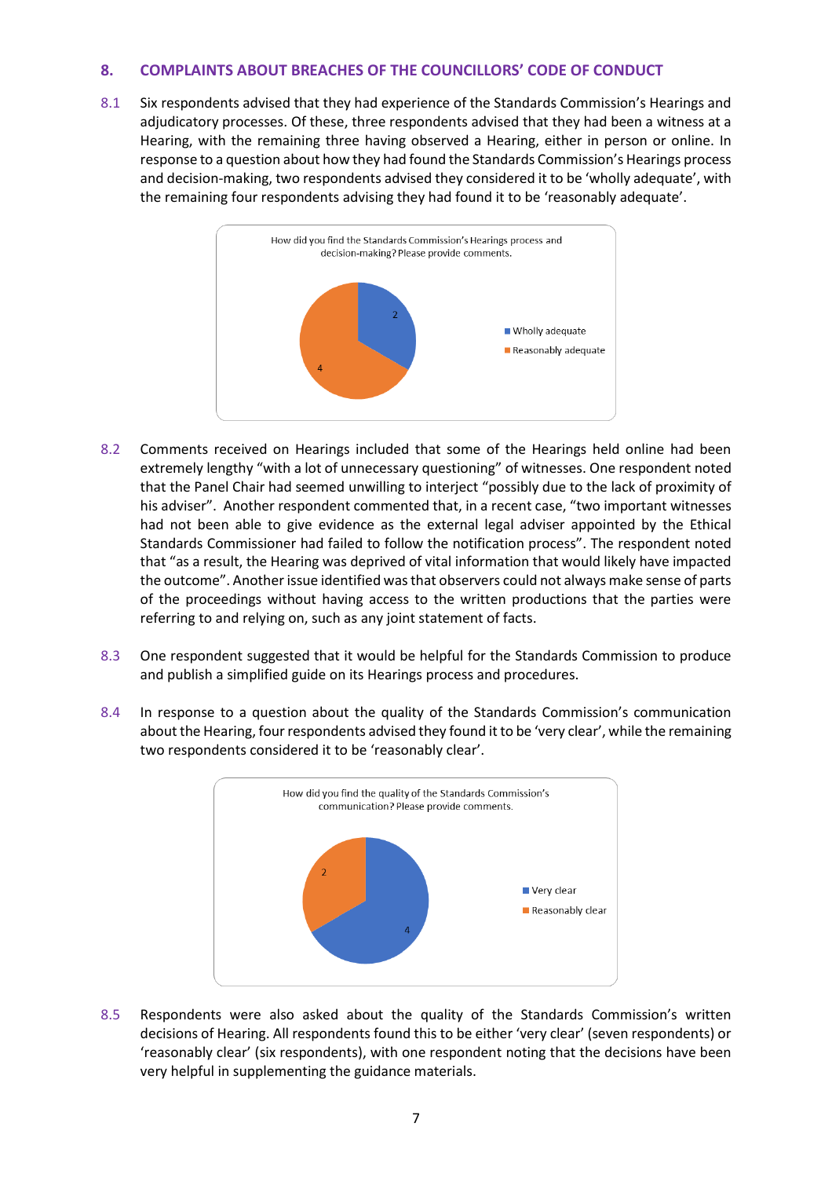## 8. COMPLAINTS ABOUT BREACHES OF THE COUNCILLORS' CODE OF CONDUCT

8.1 Six respondents advised that they had experience of the Standards Commission's Hearings and adjudicatory processes. Of these, three respondents advised that they had been a witness at a Hearing, with the remaining three having observed a Hearing, either in person or online. In response to a question about how they had found the Standards Commission's Hearings process and decision-making, two respondents advised they considered it to be 'wholly adequate', with the remaining four respondents advising they had found it to be 'reasonably adequate'.

How did you find the Standards Commission's Hearings process and decision-making? Please provide comments.

| Response | Number |
|---|---|
| Wholly adequate | 2 |
| Reasonably adequate | 4 |

8.2 Comments received on Hearings included that some of the Hearings held online had been extremely lengthy "with a lot of unnecessary questioning" of witnesses. One respondent noted that the Panel Chair had seemed unwilling to interject "possibly due to the lack of proximity of his adviser". Another respondent commented that, in a recent case, "two important witnesses had not been able to give evidence as the external legal adviser appointed by the Ethical Standards Commissioner had failed to follow the notification process". The respondent noted that "as a result, the Hearing was deprived of vital information that would likely have impacted the outcome". Another issue identified was that observers could not always make sense of parts of the proceedings without having access to the written productions that the parties were referring to and relying on, such as any joint statement of facts.

8.3 One respondent suggested that it would be helpful for the Standards Commission to produce and publish a simplified guide on its Hearings process and procedures.

8.4 In response to a question about the quality of the Standards Commission's communication about the Hearing, four respondents advised they found it to be 'very clear', while the remaining two respondents considered it to be 'reasonably clear'.

How did you find the quality of the Standards Commission's communication? Please provide comments.

| Response | Number |
|---|---|
| Very clear | 4 |
| Reasonably clear | 2 |

8.5 Respondents were also asked about the quality of the Standards Commission's written decisions of Hearing. All respondents found this to be either 'very clear' (seven respondents) or 'reasonably clear' (six respondents), with one respondent noting that the decisions have been very helpful in supplementing the guidance materials.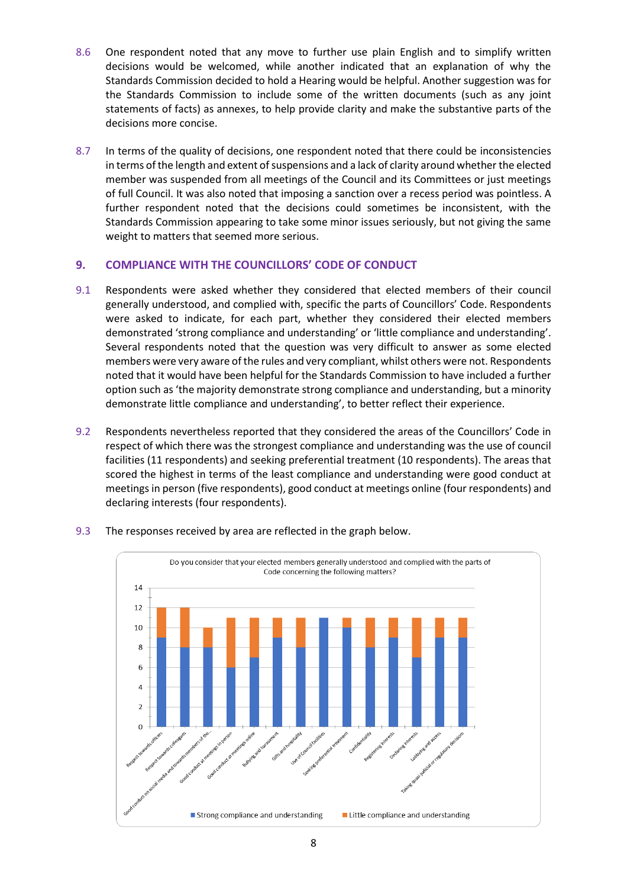8.6 One respondent noted that any move to further use plain English and to simplify written decisions would be welcomed, while another indicated that an explanation of why the Standards Commission decided to hold a Hearing would be helpful. Another suggestion was for the Standards Commission to include some of the written documents (such as any joint statements of facts) as annexes, to help provide clarity and make the substantive parts of the decisions more concise.

8.7 In terms of the quality of decisions, one respondent noted that there could be inconsistencies in terms of the length and extent of suspensions and a lack of clarity around whether the elected member was suspended from all meetings of the Council and its Committees or just meetings of full Council. It was also noted that imposing a sanction over a recess period was pointless. A further respondent noted that the decisions could sometimes be inconsistent, with the Standards Commission appearing to take some minor issues seriously, but not giving the same weight to matters that seemed more serious.

## 9. COMPLIANCE WITH THE COUNCILLORS' CODE OF CONDUCT

9.1 Respondents were asked whether they considered that elected members of their council generally understood, and complied with, specific the parts of Councillors' Code. Respondents were asked to indicate, for each part, whether they considered their elected members demonstrated 'strong compliance and understanding' or 'little compliance and understanding'. Several respondents noted that the question was very difficult to answer as some elected members were very aware of the rules and very compliant, whilst others were not. Respondents noted that it would have been helpful for the Standards Commission to have included a further option such as 'the majority demonstrate strong compliance and understanding, but a minority demonstrate little compliance and understanding', to better reflect their experience.

9.2 Respondents nevertheless reported that they considered the areas of the Councillors' Code in respect of which there was the strongest compliance and understanding was the use of council facilities (11 respondents) and seeking preferential treatment (10 respondents). The areas that scored the highest in terms of the least compliance and understanding were good conduct at meetings in person (five respondents), good conduct at meetings online (four respondents) and declaring interests (four respondents).

9.3 The responses received by area are reflected in the graph below.

Do you consider that your elected members generally understood and complied with the parts of Code concerning the following matters?

| Matter | Strong compliance and understanding | Little compliance and understanding |
|---|---|---|
| Respect towards officers | 9 | 3 |
| Respect towards colleagues | 8 | 4 |
| Good conduct on social media and towards members of the... | 8 | 2 |
| Good conduct at meetings in person | 6 | 5 |
| Good conduct at meetings online | 7 | 4 |
| Bullying and harassment | 9 | 2 |
| Gifts and hospitality | 8 | 3 |
| Use of Council facilities | 11 | 0 |
| Seeking preferential treatment | 10 | 1 |
| Confidentiality | 8 | 3 |
| Registering interests | 9 | 2 |
| Declaring interests | 7 | 4 |
| Lobbying and access | 9 | 2 |
| Taking quasi-judicial or regulatory decisions | 9 | 2 |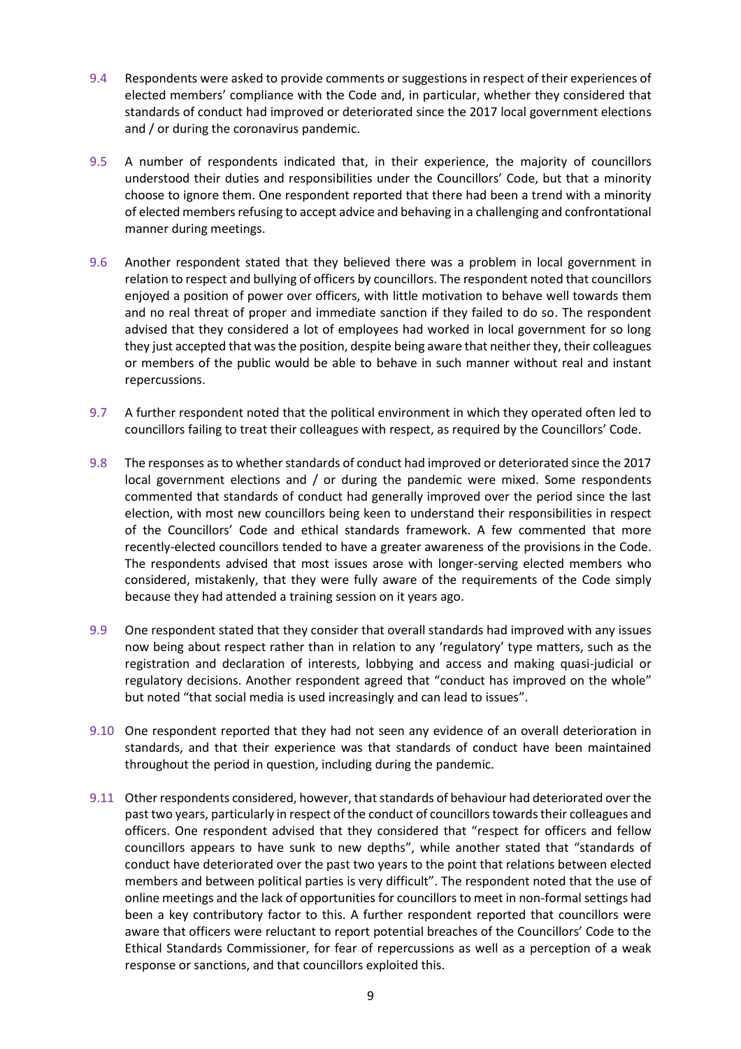9.4 Respondents were asked to provide comments or suggestions in respect of their experiences of elected members' compliance with the Code and, in particular, whether they considered that standards of conduct had improved or deteriorated since the 2017 local government elections and / or during the coronavirus pandemic.

9.5 A number of respondents indicated that, in their experience, the majority of councillors understood their duties and responsibilities under the Councillors' Code, but that a minority choose to ignore them. One respondent reported that there had been a trend with a minority of elected members refusing to accept advice and behaving in a challenging and confrontational manner during meetings.

9.6 Another respondent stated that they believed there was a problem in local government in relation to respect and bullying of officers by councillors. The respondent noted that councillors enjoyed a position of power over officers, with little motivation to behave well towards them and no real threat of proper and immediate sanction if they failed to do so. The respondent advised that they considered a lot of employees had worked in local government for so long they just accepted that was the position, despite being aware that neither they, their colleagues or members of the public would be able to behave in such manner without real and instant repercussions.

9.7 A further respondent noted that the political environment in which they operated often led to councillors failing to treat their colleagues with respect, as required by the Councillors' Code.

9.8 The responses as to whether standards of conduct had improved or deteriorated since the 2017 local government elections and / or during the pandemic were mixed. Some respondents commented that standards of conduct had generally improved over the period since the last election, with most new councillors being keen to understand their responsibilities in respect of the Councillors' Code and ethical standards framework. A few commented that more recently-elected councillors tended to have a greater awareness of the provisions in the Code. The respondents advised that most issues arose with longer-serving elected members who considered, mistakenly, that they were fully aware of the requirements of the Code simply because they had attended a training session on it years ago.

9.9 One respondent stated that they consider that overall standards had improved with any issues now being about respect rather than in relation to any 'regulatory' type matters, such as the registration and declaration of interests, lobbying and access and making quasi-judicial or regulatory decisions. Another respondent agreed that "conduct has improved on the whole" but noted "that social media is used increasingly and can lead to issues".

9.10 One respondent reported that they had not seen any evidence of an overall deterioration in standards, and that their experience was that standards of conduct have been maintained throughout the period in question, including during the pandemic.

9.11 Other respondents considered, however, that standards of behaviour had deteriorated over the past two years, particularly in respect of the conduct of councillors towards their colleagues and officers. One respondent advised that they considered that "respect for officers and fellow councillors appears to have sunk to new depths", while another stated that "standards of conduct have deteriorated over the past two years to the point that relations between elected members and between political parties is very difficult". The respondent noted that the use of online meetings and the lack of opportunities for councillors to meet in non-formal settings had been a key contributory factor to this. A further respondent reported that councillors were aware that officers were reluctant to report potential breaches of the Councillors' Code to the Ethical Standards Commissioner, for fear of repercussions as well as a perception of a weak response or sanctions, and that councillors exploited this.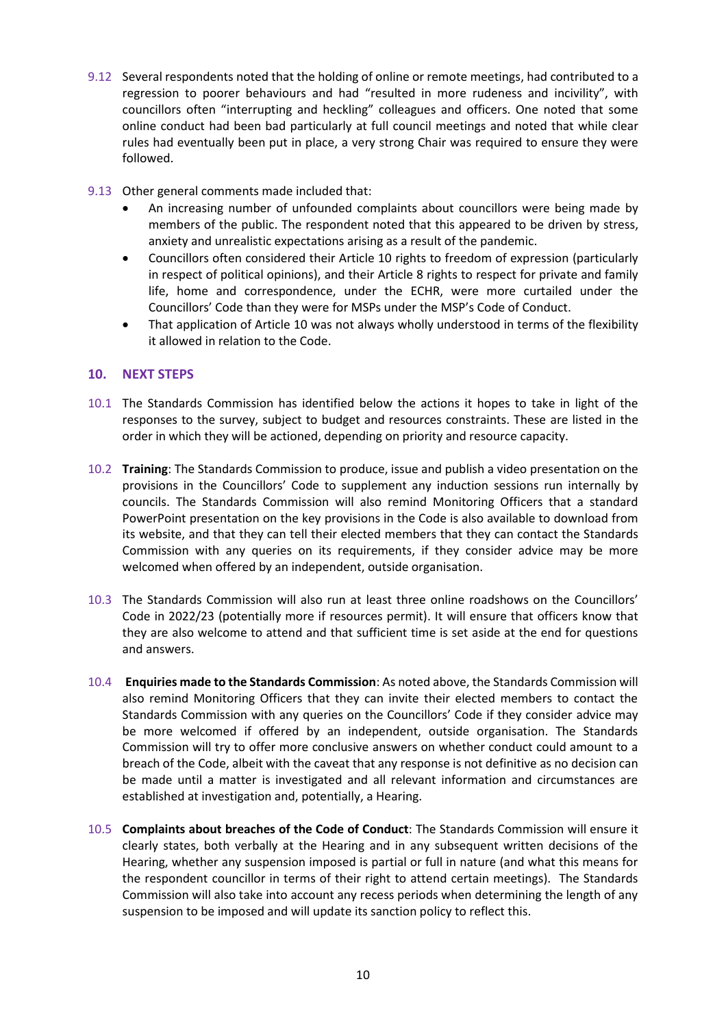9.12 Several respondents noted that the holding of online or remote meetings, had contributed to a regression to poorer behaviours and had "resulted in more rudeness and incivility", with councillors often "interrupting and heckling" colleagues and officers. One noted that some online conduct had been bad particularly at full council meetings and noted that while clear rules had eventually been put in place, a very strong Chair was required to ensure they were followed.

9.13 Other general comments made included that:

- An increasing number of unfounded complaints about councillors were being made by members of the public. The respondent noted that this appeared to be driven by stress, anxiety and unrealistic expectations arising as a result of the pandemic.
- Councillors often considered their Article 10 rights to freedom of expression (particularly in respect of political opinions), and their Article 8 rights to respect for private and family life, home and correspondence, under the ECHR, were more curtailed under the Councillors' Code than they were for MSPs under the MSP's Code of Conduct.
- That application of Article 10 was not always wholly understood in terms of the flexibility it allowed in relation to the Code.

## 10. NEXT STEPS

10.1 The Standards Commission has identified below the actions it hopes to take in light of the responses to the survey, subject to budget and resources constraints. These are listed in the order in which they will be actioned, depending on priority and resource capacity.

10.2 **Training**: The Standards Commission to produce, issue and publish a video presentation on the provisions in the Councillors' Code to supplement any induction sessions run internally by councils. The Standards Commission will also remind Monitoring Officers that a standard PowerPoint presentation on the key provisions in the Code is also available to download from its website, and that they can tell their elected members that they can contact the Standards Commission with any queries on its requirements, if they consider advice may be more welcomed when offered by an independent, outside organisation.

10.3 The Standards Commission will also run at least three online roadshows on the Councillors' Code in 2022/23 (potentially more if resources permit). It will ensure that officers know that they are also welcome to attend and that sufficient time is set aside at the end for questions and answers.

10.4 **Enquiries made to the Standards Commission**: As noted above, the Standards Commission will also remind Monitoring Officers that they can invite their elected members to contact the Standards Commission with any queries on the Councillors' Code if they consider advice may be more welcomed if offered by an independent, outside organisation. The Standards Commission will try to offer more conclusive answers on whether conduct could amount to a breach of the Code, albeit with the caveat that any response is not definitive as no decision can be made until a matter is investigated and all relevant information and circumstances are established at investigation and, potentially, a Hearing.

10.5 **Complaints about breaches of the Code of Conduct**: The Standards Commission will ensure it clearly states, both verbally at the Hearing and in any subsequent written decisions of the Hearing, whether any suspension imposed is partial or full in nature (and what this means for the respondent councillor in terms of their right to attend certain meetings). The Standards Commission will also take into account any recess periods when determining the length of any suspension to be imposed and will update its sanction policy to reflect this.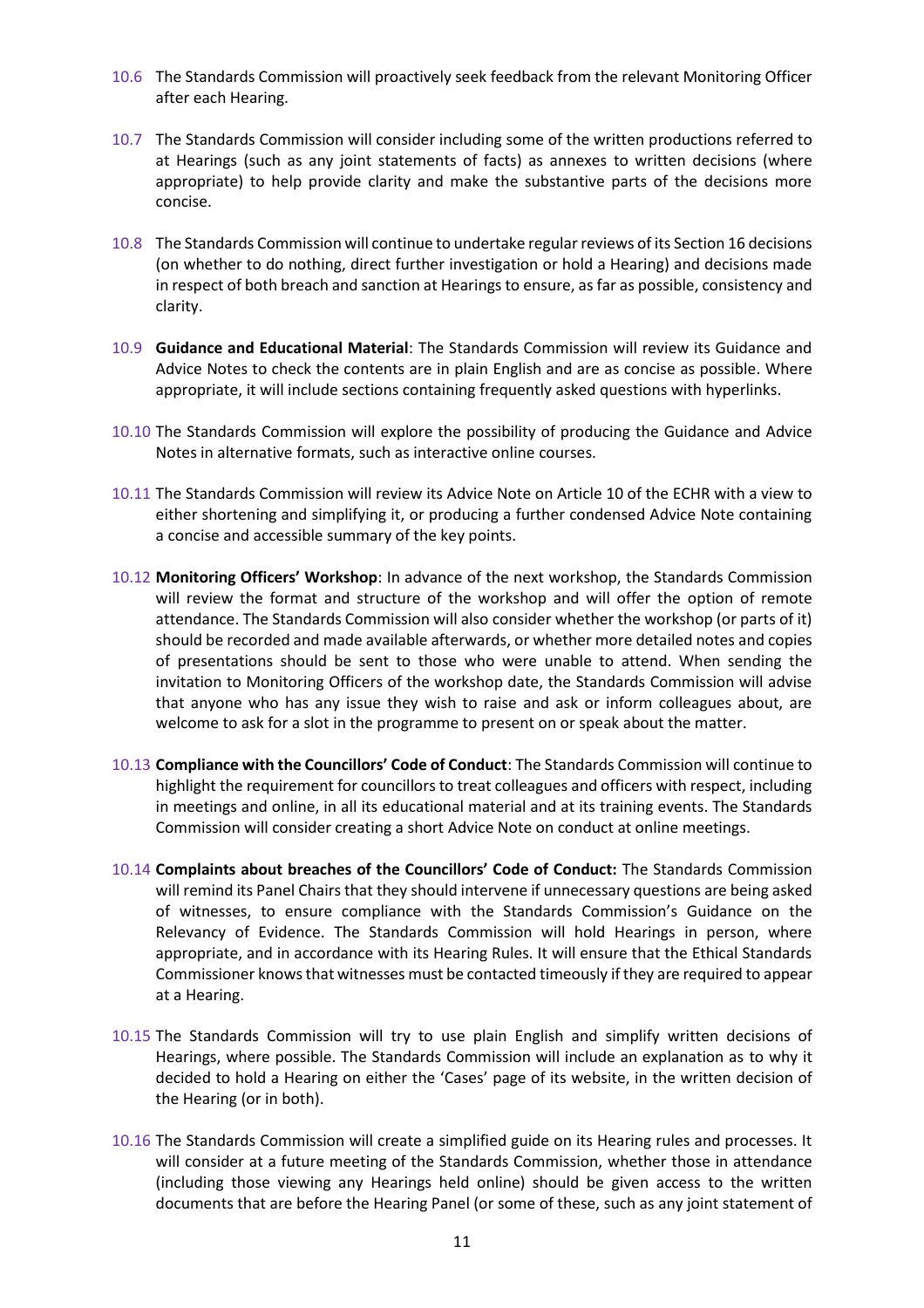10.6 The Standards Commission will proactively seek feedback from the relevant Monitoring Officer after each Hearing.

10.7 The Standards Commission will consider including some of the written productions referred to at Hearings (such as any joint statements of facts) as annexes to written decisions (where appropriate) to help provide clarity and make the substantive parts of the decisions more concise.

10.8 The Standards Commission will continue to undertake regular reviews of its Section 16 decisions (on whether to do nothing, direct further investigation or hold a Hearing) and decisions made in respect of both breach and sanction at Hearings to ensure, as far as possible, consistency and clarity.

10.9 **Guidance and Educational Material**: The Standards Commission will review its Guidance and Advice Notes to check the contents are in plain English and are as concise as possible. Where appropriate, it will include sections containing frequently asked questions with hyperlinks.

10.10 The Standards Commission will explore the possibility of producing the Guidance and Advice Notes in alternative formats, such as interactive online courses.

10.11 The Standards Commission will review its Advice Note on Article 10 of the ECHR with a view to either shortening and simplifying it, or producing a further condensed Advice Note containing a concise and accessible summary of the key points.

10.12 **Monitoring Officers' Workshop**: In advance of the next workshop, the Standards Commission will review the format and structure of the workshop and will offer the option of remote attendance. The Standards Commission will also consider whether the workshop (or parts of it) should be recorded and made available afterwards, or whether more detailed notes and copies of presentations should be sent to those who were unable to attend. When sending the invitation to Monitoring Officers of the workshop date, the Standards Commission will advise that anyone who has any issue they wish to raise and ask or inform colleagues about, are welcome to ask for a slot in the programme to present on or speak about the matter.

10.13 **Compliance with the Councillors' Code of Conduct**: The Standards Commission will continue to highlight the requirement for councillors to treat colleagues and officers with respect, including in meetings and online, in all its educational material and at its training events. The Standards Commission will consider creating a short Advice Note on conduct at online meetings.

10.14 **Complaints about breaches of the Councillors' Code of Conduct:** The Standards Commission will remind its Panel Chairs that they should intervene if unnecessary questions are being asked of witnesses, to ensure compliance with the Standards Commission's Guidance on the Relevancy of Evidence. The Standards Commission will hold Hearings in person, where appropriate, and in accordance with its Hearing Rules. It will ensure that the Ethical Standards Commissioner knows that witnesses must be contacted timeously if they are required to appear at a Hearing.

10.15 The Standards Commission will try to use plain English and simplify written decisions of Hearings, where possible. The Standards Commission will include an explanation as to why it decided to hold a Hearing on either the 'Cases' page of its website, in the written decision of the Hearing (or in both).

10.16 The Standards Commission will create a simplified guide on its Hearing rules and processes. It will consider at a future meeting of the Standards Commission, whether those in attendance (including those viewing any Hearings held online) should be given access to the written documents that are before the Hearing Panel (or some of these, such as any joint statement of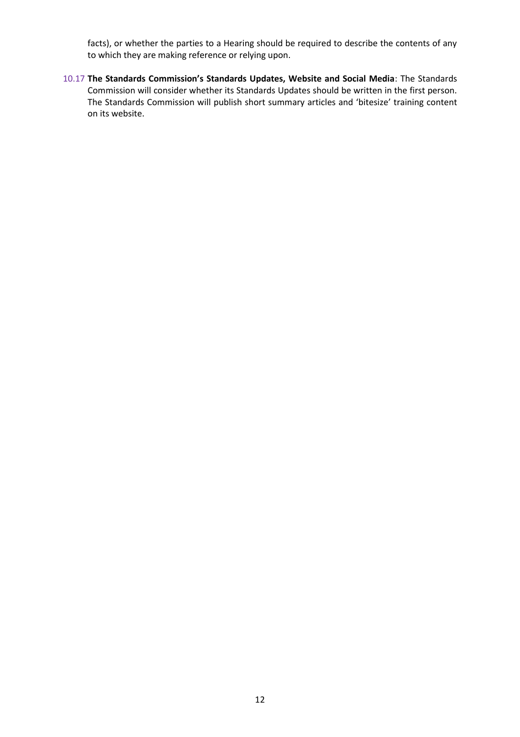facts), or whether the parties to a Hearing should be required to describe the contents of any to which they are making reference or relying upon.

10.17 **The Standards Commission's Standards Updates, Website and Social Media**: The Standards Commission will consider whether its Standards Updates should be written in the first person. The Standards Commission will publish short summary articles and 'bitesize' training content on its website.